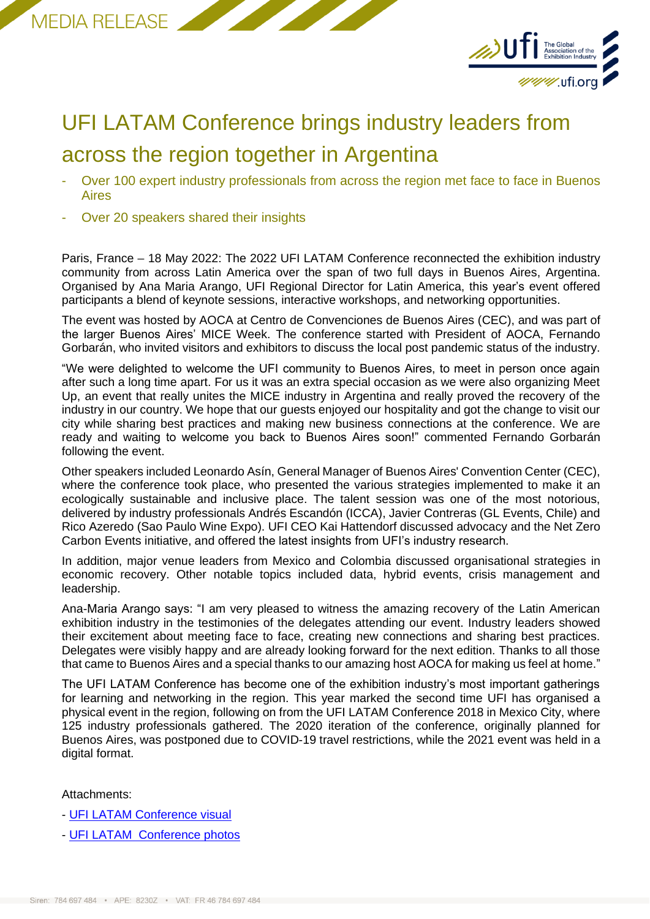MEDIA RELEASE

# UFI LATAM Conference brings industry leaders from across the region together in Argentina

- Over 100 expert industry professionals from across the region met face to face in Buenos Aires
- Over 20 speakers shared their insights

Paris, France – 18 May 2022: The 2022 UFI LATAM Conference reconnected the exhibition industry community from across Latin America over the span of two full days in Buenos Aires, Argentina. Organised by Ana Maria Arango, UFI Regional Director for Latin America, this year's event offered participants a blend of keynote sessions, interactive workshops, and networking opportunities.

The event was hosted by AOCA at Centro de Convenciones de Buenos Aires (CEC), and was part of the larger Buenos Aires' MICE Week. The conference started with President of AOCA, Fernando Gorbarán, who invited visitors and exhibitors to discuss the local post pandemic status of the industry.

"We were delighted to welcome the UFI community to Buenos Aires, to meet in person once again after such a long time apart. For us it was an extra special occasion as we were also organizing Meet Up, an event that really unites the MICE industry in Argentina and really proved the recovery of the industry in our country. We hope that our guests enjoyed our hospitality and got the change to visit our city while sharing best practices and making new business connections at the conference. We are ready and waiting to welcome you back to Buenos Aires soon!" commented Fernando Gorbarán following the event.

Other speakers included Leonardo Asín, General Manager of Buenos Aires' Convention Center (CEC), where the conference took place, who presented the various strategies implemented to make it an ecologically sustainable and inclusive place. The talent session was one of the most notorious, delivered by industry professionals Andrés Escandón (ICCA), Javier Contreras (GL Events, Chile) and Rico Azeredo (Sao Paulo Wine Expo). UFI CEO Kai Hattendorf discussed advocacy and the Net Zero Carbon Events initiative, and offered the latest insights from UFI's industry research.

In addition, major venue leaders from Mexico and Colombia discussed organisational strategies in economic recovery. Other notable topics included data, hybrid events, crisis management and leadership.

Ana-Maria Arango says: "I am very pleased to witness the amazing recovery of the Latin American exhibition industry in the testimonies of the delegates attending our event. Industry leaders showed their excitement about meeting face to face, creating new connections and sharing best practices. Delegates were visibly happy and are already looking forward for the next edition. Thanks to all those that came to Buenos Aires and a special thanks to our amazing host AOCA for making us feel at home."

The UFI LATAM Conference has become one of the exhibition industry's most important gatherings for learning and networking in the region. This year marked the second time UFI has organised a physical event in the region, following on from the UFI LATAM Conference 2018 in Mexico City, where 125 industry professionals gathered. The 2020 iteration of the conference, originally planned for Buenos Aires, was postponed due to COVID-19 travel restrictions, while the 2021 event was held in a digital format.

Attachments:

- UFI LATAM Conference visual
- UFI LATAM Conference photos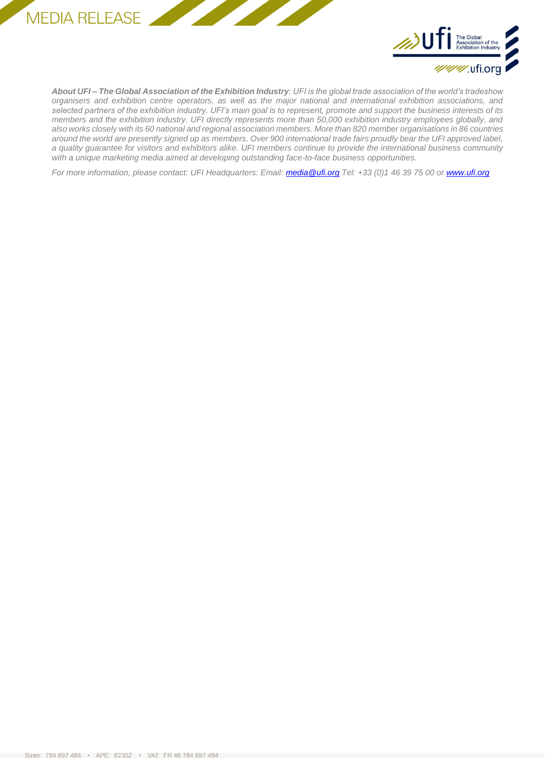***About UFI – The Global Association of the Exhibition Industry**: UFI is the global trade association of the world's tradeshow organisers and exhibition centre operators, as well as the major national and international exhibition associations, and selected partners of the exhibition industry. UFI's main goal is to represent, promote and support the business interests of its members and the exhibition industry. UFI directly represents more than 50,000 exhibition industry employees globally, and also works closely with its 60 national and regional association members. More than 820 member organisations in 86 countries around the world are presently signed up as members. Over 900 international trade fairs proudly bear the UFI approved label, a quality guarantee for visitors and exhibitors alike. UFI members continue to provide the international business community with a unique marketing media aimed at developing outstanding face-to-face business opportunities.*

*For more information, please contact: UFI Headquarters: Email: [media@ufi.org](mailto:media@ufi.org) Tel: +33 (0)1 46 39 75 00 or [www.ufi.org](http://www.ufi.org)*